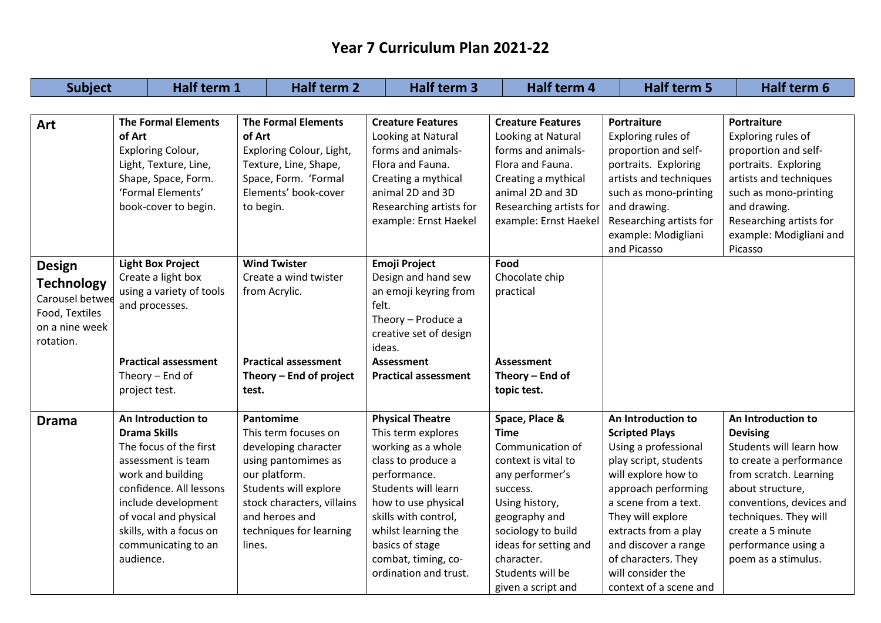# Year 7 Curriculum Plan 2021-22

| Subject | Half term 1 | Half term 2 | Half term 3 | Half term 4 | Half term 5 | Half term 6 |
|---|---|---|---|---|---|---|
| **Art** | **The Formal Elements of Art** Exploring Colour, Light, Texture, Line, Shape, Space, Form. 'Formal Elements' book-cover to begin. | **The Formal Elements of Art** Exploring Colour, Light, Texture, Line, Shape, Space, Form. 'Formal Elements' book-cover to begin. | **Creature Features** Looking at Natural forms and animals- Flora and Fauna. Creating a mythical animal 2D and 3D Researching artists for example: Ernst Haekel | **Creature Features** Looking at Natural forms and animals- Flora and Fauna. Creating a mythical animal 2D and 3D Researching artists for example: Ernst Haekel | **Portraiture** Exploring rules of proportion and self-portraits. Exploring artists and techniques such as mono-printing and drawing. Researching artists for example: Modigliani and Picasso | **Portraiture** Exploring rules of proportion and self-portraits. Exploring artists and techniques such as mono-printing and drawing. Researching artists for example: Modigliani and Picasso |
| **Design Technology** Carousel between Food, Textiles on a nine week rotation. | **Light Box Project** Create a light box using a variety of tools and processes. **Practical assessment** Theory – End of project test. | **Wind Twister** Create a wind twister from Acrylic. **Practical assessment** **Theory – End of project test.** | **Emoji Project** Design and hand sew an emoji keyring from felt. Theory – Produce a creative set of design ideas. **Assessment** **Practical assessment** | **Food** Chocolate chip practical **Assessment** **Theory – End of topic test.** | | |
| **Drama** | **An Introduction to Drama Skills** The focus of the first assessment is team work and building confidence. All lessons include development of vocal and physical skills, with a focus on communicating to an audience. | **Pantomime** This term focuses on developing character using pantomimes as our platform. Students will explore stock characters, villains and heroes and techniques for learning lines. | **Physical Theatre** This term explores working as a whole class to produce a performance. Students will learn how to use physical skills with control, whilst learning the basics of stage combat, timing, co-ordination and trust. | **Space, Place & Time** Communication of context is vital to any performer's success. Using history, geography and sociology to build ideas for setting and character. Students will be given a script and | **An Introduction to Scripted Plays** Using a professional play script, students will explore how to approach performing a scene from a text. They will explore extracts from a play and discover a range of characters. They will consider the context of a scene and | **An Introduction to Devising** Students will learn how to create a performance from scratch. Learning about structure, conventions, devices and techniques. They will create a 5 minute performance using a poem as a stimulus. |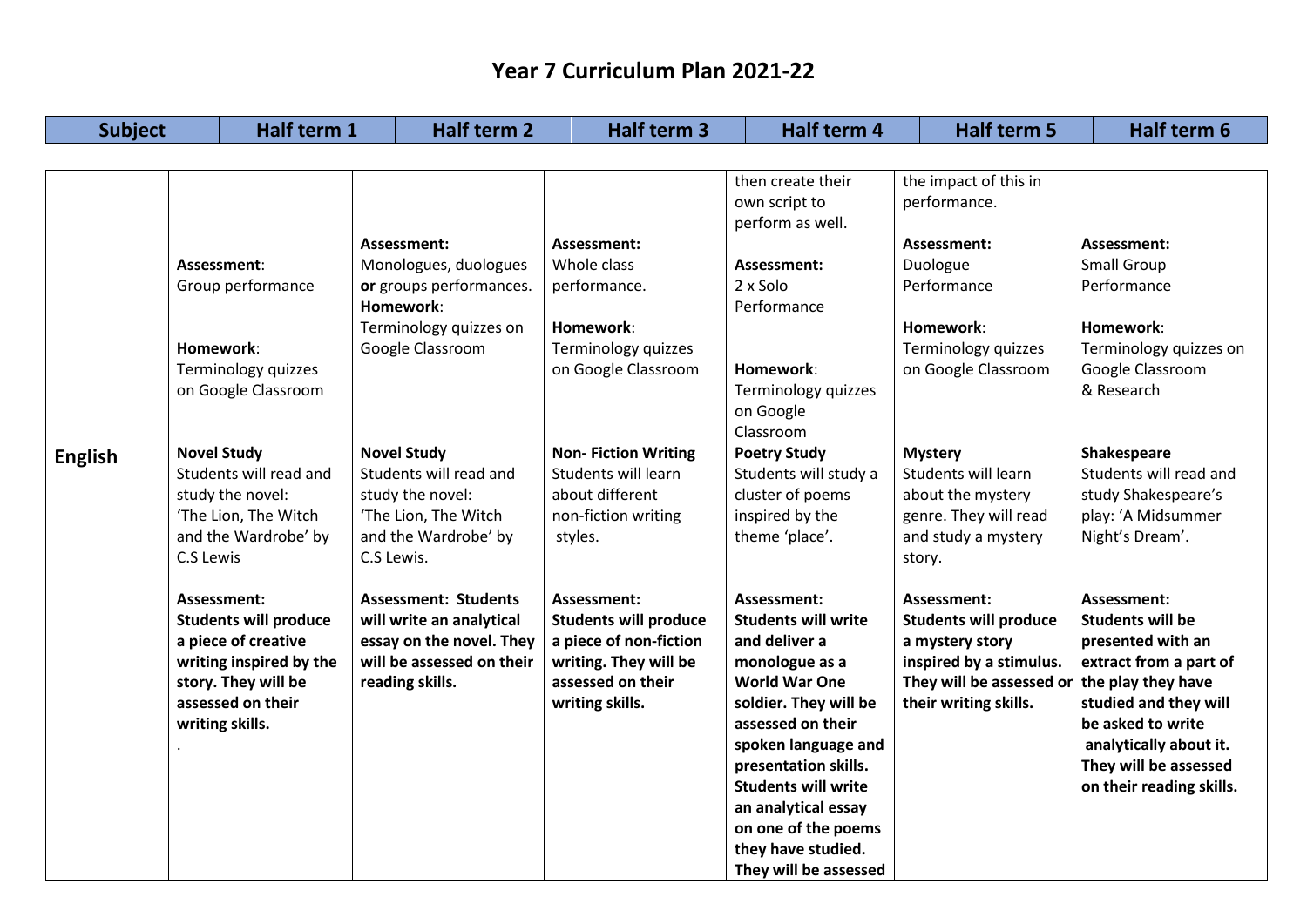# Year 7 Curriculum Plan 2021-22

| Subject | Half term 1 | Half term 2 | Half term 3 | Half term 4 | Half term 5 | Half term 6 |
|---|---|---|---|---|---|---|
| | **Assessment**: Group performance<br><br>**Homework**: Terminology quizzes on Google Classroom | **Assessment:** Monologues, duologues **or** groups performances.<br>**Homework**: Terminology quizzes on Google Classroom | **Assessment:** Whole class performance.<br><br>**Homework**: Terminology quizzes on Google Classroom | then create their own script to perform as well.<br><br>**Assessment:** 2 x Solo Performance<br><br>**Homework**: Terminology quizzes on Google Classroom | the impact of this in performance.<br><br>**Assessment:** Duologue Performance<br><br>**Homework**: Terminology quizzes on Google Classroom | **Assessment:** Small Group Performance<br><br>**Homework**: Terminology quizzes on Google Classroom & Research |
| **English** | **Novel Study**<br>Students will read and study the novel: 'The Lion, The Witch and the Wardrobe' by C.S Lewis<br><br>**Assessment: Students will produce a piece of creative writing inspired by the story. They will be assessed on their writing skills.**<br>. | **Novel Study**<br>Students will read and study the novel: 'The Lion, The Witch and the Wardrobe' by C.S Lewis.<br><br>**Assessment: Students will write an analytical essay on the novel. They will be assessed on their reading skills.** | **Non- Fiction Writing**<br>Students will learn about different non-fiction writing styles.<br><br>**Assessment: Students will produce a piece of non-fiction writing. They will be assessed on their writing skills.** | **Poetry Study**<br>Students will study a cluster of poems inspired by the theme 'place'.<br><br>**Assessment: Students will write and deliver a monologue as a World War One soldier. They will be assessed on their spoken language and presentation skills. Students will write an analytical essay on one of the poems they have studied. They will be assessed** | **Mystery**<br>Students will learn about the mystery genre. They will read and study a mystery story.<br><br>**Assessment: Students will produce a mystery story inspired by a stimulus. They will be assessed on their writing skills.** | **Shakespeare**<br>Students will read and study Shakespeare's play: 'A Midsummer Night's Dream'.<br><br>**Assessment: Students will be presented with an extract from a part of the play they have studied and they will be asked to write analytically about it. They will be assessed on their reading skills.** |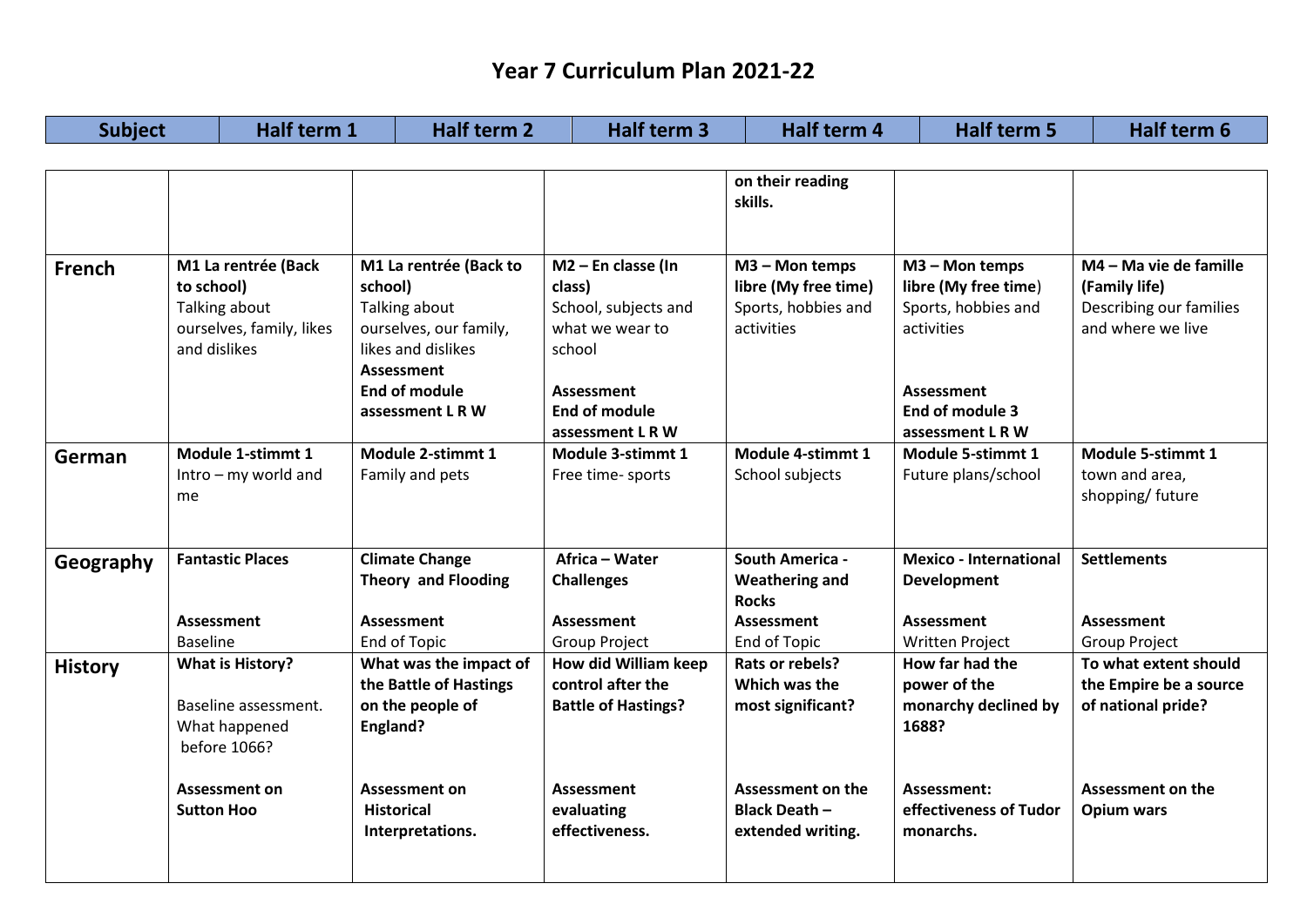# Year 7 Curriculum Plan 2021-22

| Subject | Half term 1 | Half term 2 | Half term 3 | Half term 4 | Half term 5 | Half term 6 |
|---|---|---|---|---|---|---|
| | | | | **on their reading skills.** | | |
| **French** | **M1 La rentrée (Back to school)** Talking about ourselves, family, likes and dislikes | **M1 La rentrée (Back to school)** Talking about ourselves, our family, likes and dislikes **Assessment End of module assessment L R W** | **M2 – En classe (In class)** School, subjects and what we wear to school **Assessment End of module assessment L R W** | **M3 – Mon temps libre (My free time)** Sports, hobbies and activities | **M3 – Mon temps libre (My free time)** Sports, hobbies and activities **Assessment End of module 3 assessment L R W** | **M4 – Ma vie de famille (Family life)** Describing our families and where we live |
| **German** | **Module 1-stimmt 1** Intro – my world and me | **Module 2-stimmt 1** Family and pets | **Module 3-stimmt 1** Free time- sports | **Module 4-stimmt 1** School subjects | **Module 5-stimmt 1** Future plans/school | **Module 5-stimmt 1** town and area, shopping/ future |
| **Geography** | **Fantastic Places** **Assessment** Baseline | **Climate Change Theory and Flooding** **Assessment** End of Topic | **Africa – Water Challenges** **Assessment** Group Project | **South America - Weathering and Rocks** **Assessment** End of Topic | **Mexico - International Development** **Assessment** Written Project | **Settlements** **Assessment** Group Project |
| **History** | **What is History?** Baseline assessment. What happened before 1066? **Assessment on Sutton Hoo** | **What was the impact of the Battle of Hastings on the people of England?** **Assessment on Historical Interpretations.** | **How did William keep control after the Battle of Hastings?** **Assessment evaluating effectiveness.** | **Rats or rebels? Which was the most significant?** **Assessment on the Black Death – extended writing.** | **How far had the power of the monarchy declined by 1688?** **Assessment: effectiveness of Tudor monarchs.** | **To what extent should the Empire be a source of national pride?** **Assessment on the Opium wars** |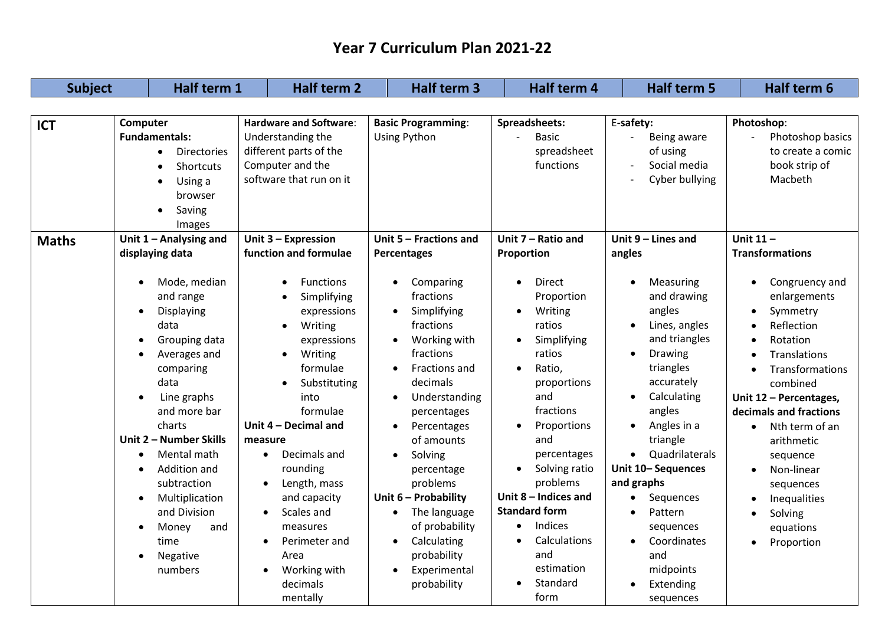# Year 7 Curriculum Plan 2021-22

| Subject | Half term 1 | Half term 2 | Half term 3 | Half term 4 | Half term 5 | Half term 6 |
|---|---|---|---|---|---|---|
| **ICT** | **Computer Fundamentals:**<br>• Directories<br>• Shortcuts<br>• Using a browser<br>• Saving Images | **Hardware and Software**: Understanding the different parts of the Computer and the software that run on it | **Basic Programming**: Using Python | **Spreadsheets:**<br>- Basic spreadsheet functions | E**-safety:**<br>- Being aware of using<br>- Social media<br>- Cyber bullying | **Photoshop**:<br>- Photoshop basics to create a comic book strip of Macbeth |
| **Maths** | **Unit 1 – Analysing and displaying data**<br>• Mode, median and range<br>• Displaying data<br>• Grouping data<br>• Averages and comparing data<br>• Line graphs and more bar charts<br>**Unit 2 – Number Skills**<br>• Mental math<br>• Addition and subtraction<br>• Multiplication and Division<br>• Money and time<br>• Negative numbers | **Unit 3 – Expression function and formulae**<br>• Functions<br>• Simplifying expressions<br>• Writing expressions<br>• Writing formulae<br>• Substituting into formulae<br>**Unit 4 – Decimal and measure**<br>• Decimals and rounding<br>• Length, mass and capacity<br>• Scales and measures<br>• Perimeter and Area<br>• Working with decimals mentally | **Unit 5 – Fractions and Percentages**<br>• Comparing fractions<br>• Simplifying fractions<br>• Working with fractions<br>• Fractions and decimals<br>• Understanding percentages<br>• Percentages of amounts<br>• Solving percentage problems<br>**Unit 6 – Probability**<br>• The language of probability<br>• Calculating probability<br>• Experimental probability | **Unit 7 – Ratio and Proportion**<br>• Direct Proportion<br>• Writing ratios<br>• Simplifying ratios<br>• Ratio, proportions and fractions<br>• Proportions and percentages<br>• Solving ratio problems<br>**Unit 8 – Indices and Standard form**<br>• Indices<br>• Calculations and estimation<br>• Standard form | **Unit 9 – Lines and angles**<br>• Measuring and drawing angles<br>• Lines, angles and triangles<br>• Drawing triangles accurately<br>• Calculating angles<br>• Angles in a triangle<br>• Quadrilaterals<br>**Unit 10– Sequences and graphs**<br>• Sequences<br>• Pattern sequences<br>• Coordinates and midpoints<br>• Extending sequences | **Unit 11 – Transformations**<br>• Congruency and enlargements<br>• Symmetry<br>• Reflection<br>• Rotation<br>• Translations<br>• Transformations combined<br>**Unit 12 – Percentages, decimals and fractions**<br>• Nth term of an arithmetic sequence<br>• Non-linear sequences<br>• Inequalities<br>• Solving equations<br>• Proportion |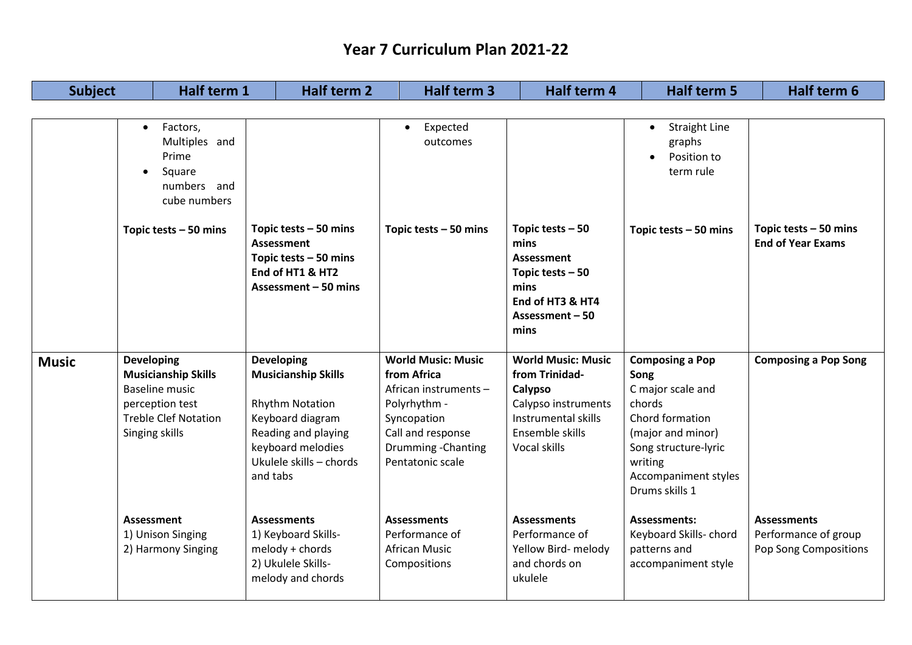# Year 7 Curriculum Plan 2021-22

| Subject | Half term 1 | Half term 2 | Half term 3 | Half term 4 | Half term 5 | Half term 6 |
|---|---|---|---|---|---|---|
| | • Factors, Multiples and Prime<br>• Square numbers and cube numbers<br><br>**Topic tests – 50 mins** | **Topic tests – 50 mins**<br>**Assessment**<br>**Topic tests – 50 mins**<br>**End of HT1 & HT2 Assessment – 50 mins** | • Expected outcomes<br><br>**Topic tests – 50 mins** | **Topic tests – 50 mins**<br>**Assessment**<br>**Topic tests – 50 mins**<br>**End of HT3 & HT4 Assessment – 50 mins** | • Straight Line graphs<br>• Position to term rule<br><br>**Topic tests – 50 mins** | **Topic tests – 50 mins**<br>**End of Year Exams** |
| **Music** | **Developing Musicianship Skills**<br>Baseline music perception test<br>Treble Clef Notation<br>Singing skills<br><br>**Assessment**<br>1) Unison Singing<br>2) Harmony Singing | **Developing Musicianship Skills**<br><br>Rhythm Notation<br>Keyboard diagram<br>Reading and playing keyboard melodies<br>Ukulele skills – chords and tabs<br><br>**Assessments**<br>1) Keyboard Skills- melody + chords<br>2) Ukulele Skills- melody and chords | **World Music: Music from Africa**<br>African instruments – Polyrhythm - Syncopation<br>Call and response<br>Drumming -Chanting<br>Pentatonic scale<br><br>**Assessments**<br>Performance of African Music Compositions | **World Music: Music from Trinidad- Calypso**<br>Calypso instruments<br>Instrumental skills<br>Ensemble skills<br>Vocal skills<br><br>**Assessments**<br>Performance of Yellow Bird- melody and chords on ukulele | **Composing a Pop Song**<br>C major scale and chords<br>Chord formation (major and minor)<br>Song structure-lyric writing<br>Accompaniment styles<br>Drums skills 1<br><br>**Assessments:**<br>Keyboard Skills- chord patterns and accompaniment style | **Composing a Pop Song**<br><br>**Assessments**<br>Performance of group Pop Song Compositions |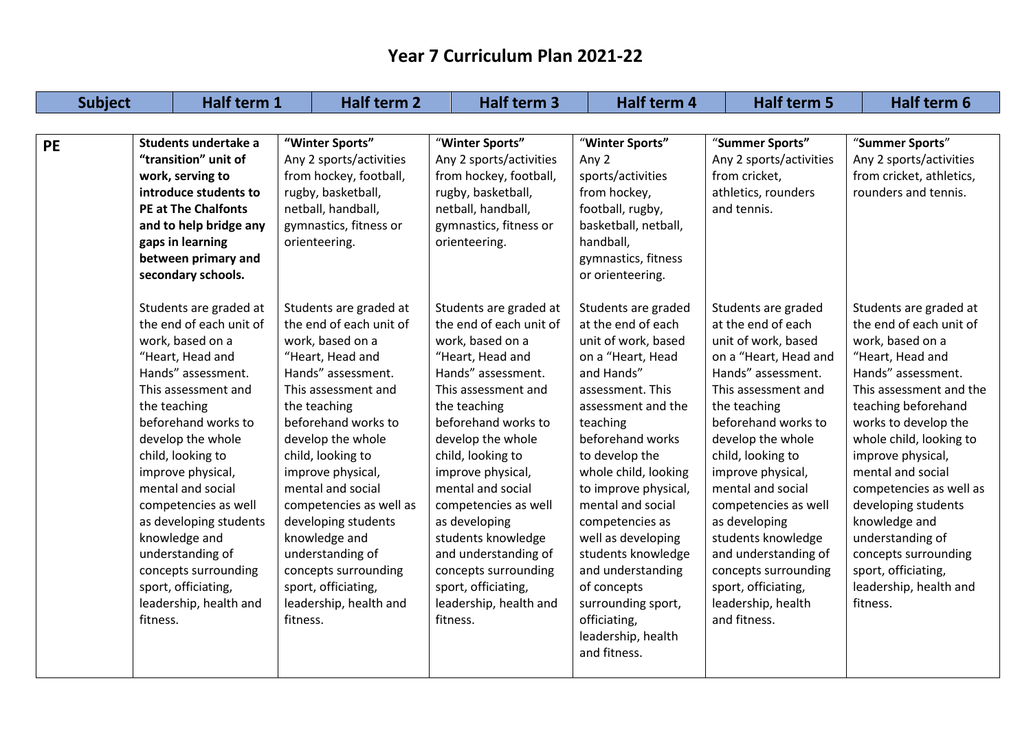# Year 7 Curriculum Plan 2021-22

| Subject | Half term 1 | Half term 2 | Half term 3 | Half term 4 | Half term 5 | Half term 6 |
|---|---|---|---|---|---|---|
| **PE** | **Students undertake a "transition" unit of work, serving to introduce students to PE at The Chalfonts and to help bridge any gaps in learning between primary and secondary schools.**<br><br>Students are graded at the end of each unit of work, based on a "Heart, Head and Hands" assessment. This assessment and the teaching beforehand works to develop the whole child, looking to improve physical, mental and social competencies as well as developing students knowledge and understanding of concepts surrounding sport, officiating, leadership, health and fitness. | **"Winter Sports"**<br>Any 2 sports/activities from hockey, football, rugby, basketball, netball, handball, gymnastics, fitness or orienteering.<br><br>Students are graded at the end of each unit of work, based on a "Heart, Head and Hands" assessment. This assessment and the teaching beforehand works to develop the whole child, looking to improve physical, mental and social competencies as well as developing students knowledge and understanding of concepts surrounding sport, officiating, leadership, health and fitness. | **"Winter Sports"**<br>Any 2 sports/activities from hockey, football, rugby, basketball, netball, handball, gymnastics, fitness or orienteering.<br><br>Students are graded at the end of each unit of work, based on a "Heart, Head and Hands" assessment. This assessment and the teaching beforehand works to develop the whole child, looking to improve physical, mental and social competencies as well as developing students knowledge and understanding of concepts surrounding sport, officiating, leadership, health and fitness. | **"Winter Sports"**<br>Any 2 sports/activities from hockey, football, rugby, basketball, netball, handball, gymnastics, fitness or orienteering.<br><br>Students are graded at the end of each unit of work, based on a "Heart, Head and Hands" assessment. This assessment and the teaching beforehand works to develop the whole child, looking to improve physical, mental and social competencies as well as developing students knowledge and understanding of concepts surrounding sport, officiating, leadership, health and fitness. | **"Summer Sports"**<br>Any 2 sports/activities from cricket, athletics, rounders and tennis.<br><br>Students are graded at the end of each unit of work, based on a "Heart, Head and Hands" assessment. This assessment and the teaching beforehand works to develop the whole child, looking to improve physical, mental and social competencies as well as developing students knowledge and understanding of concepts surrounding sport, officiating, leadership, health and fitness. | **"Summer Sports"**<br>Any 2 sports/activities from cricket, athletics, rounders and tennis.<br><br>Students are graded at the end of each unit of work, based on a "Heart, Head and Hands" assessment. This assessment and the teaching beforehand works to develop the whole child, looking to improve physical, mental and social competencies as well as developing students knowledge and understanding of concepts surrounding sport, officiating, leadership, health and fitness. |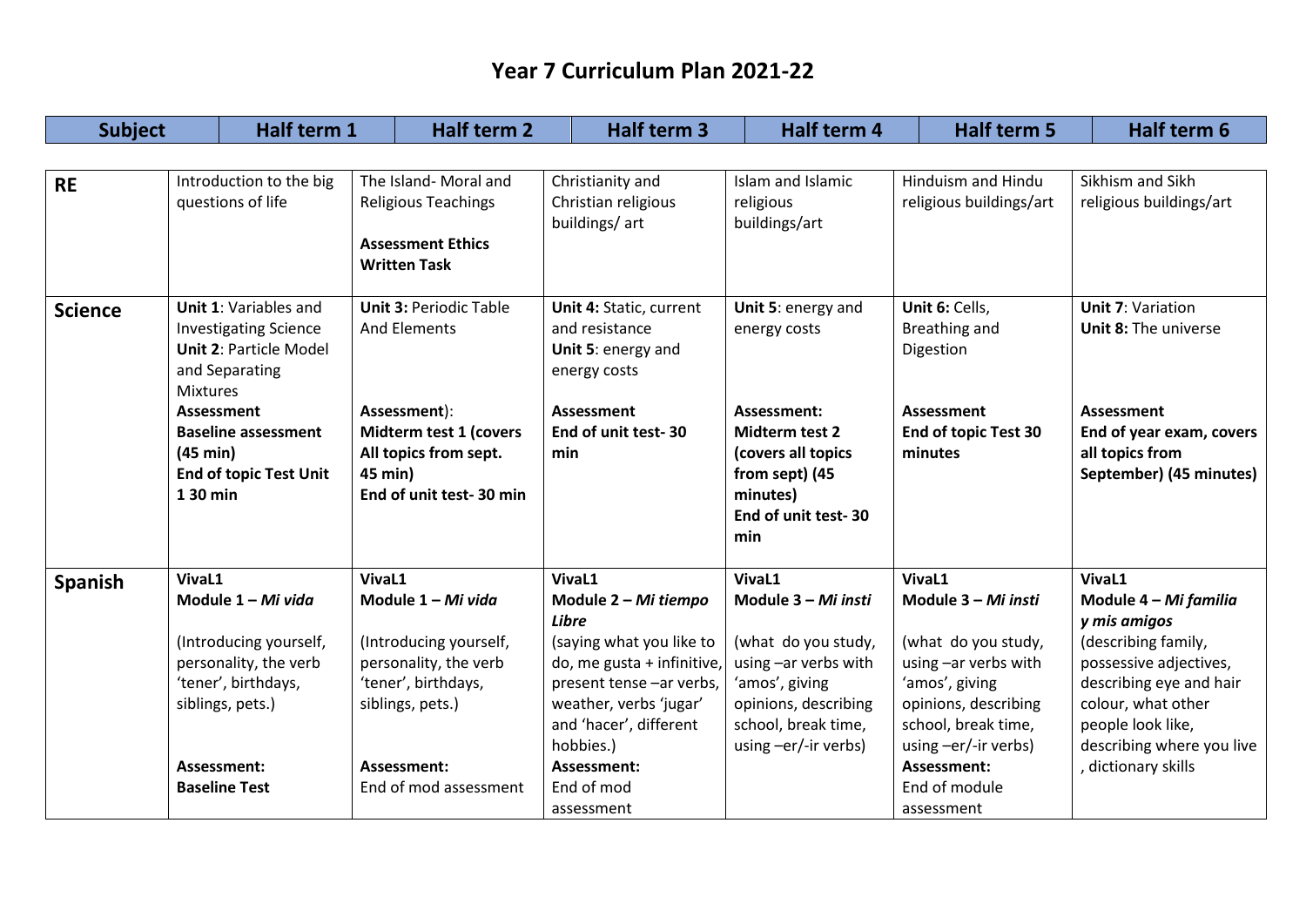# Year 7 Curriculum Plan 2021-22

| Subject | Half term 1 | Half term 2 | Half term 3 | Half term 4 | Half term 5 | Half term 6 |
|---|---|---|---|---|---|---|
| **RE** | Introduction to the big questions of life | The Island- Moral and Religious Teachings<br><br>**Assessment Ethics Written Task** | Christianity and Christian religious buildings/ art | Islam and Islamic religious buildings/art | Hinduism and Hindu religious buildings/art | Sikhism and Sikh religious buildings/art |
| **Science** | **Unit 1**: Variables and Investigating Science<br>**Unit 2**: Particle Model and Separating Mixtures<br>**Assessment**<br>**Baseline assessment (45 min)**<br>**End of topic Test Unit 1 30 min** | **Unit 3:** Periodic Table And Elements<br><br>**Assessment**):<br>**Midterm test 1 (covers All topics from sept. 45 min)**<br>**End of unit test- 30 min** | **Unit 4:** Static, current and resistance<br>**Unit 5**: energy and energy costs<br><br>**Assessment**<br>**End of unit test- 30 min** | **Unit 5**: energy and energy costs<br><br>**Assessment:**<br>**Midterm test 2 (covers all topics from sept) (45 minutes)**<br>**End of unit test- 30 min** | **Unit 6:** Cells, Breathing and Digestion<br><br>**Assessment**<br>**End of topic Test 30 minutes** | **Unit 7**: Variation<br>**Unit 8:** The universe<br><br>**Assessment**<br>**End of year exam, covers all topics from September) (45 minutes)** |
| **Spanish** | **VivaL1**<br>**Module 1 – *Mi vida***<br><br>(Introducing yourself, personality, the verb 'tener', birthdays, siblings, pets.)<br><br>**Assessment:**<br>**Baseline Test** | **VivaL1**<br>**Module 1 – *Mi vida***<br><br>(Introducing yourself, personality, the verb 'tener', birthdays, siblings, pets.)<br><br>**Assessment:**<br>End of mod assessment | **VivaL1**<br>**Module 2 – *Mi tiempo Libre***<br>(saying what you like to do, me gusta + infinitive, present tense –ar verbs, weather, verbs 'jugar' and 'hacer', different hobbies.)<br>**Assessment:**<br>End of mod assessment | **VivaL1**<br>**Module 3 – *Mi insti***<br><br>(what do you study, using –ar verbs with 'amos', giving opinions, describing school, break time, using –er/-ir verbs) | **VivaL1**<br>**Module 3 – *Mi insti***<br><br>(what do you study, using –ar verbs with 'amos', giving opinions, describing school, break time, using –er/-ir verbs)<br>**Assessment:**<br>End of module assessment | **VivaL1**<br>**Module 4 – *Mi familia y mis amigos***<br>(describing family, possessive adjectives, describing eye and hair colour, what other people look like, describing where you live , dictionary skills |